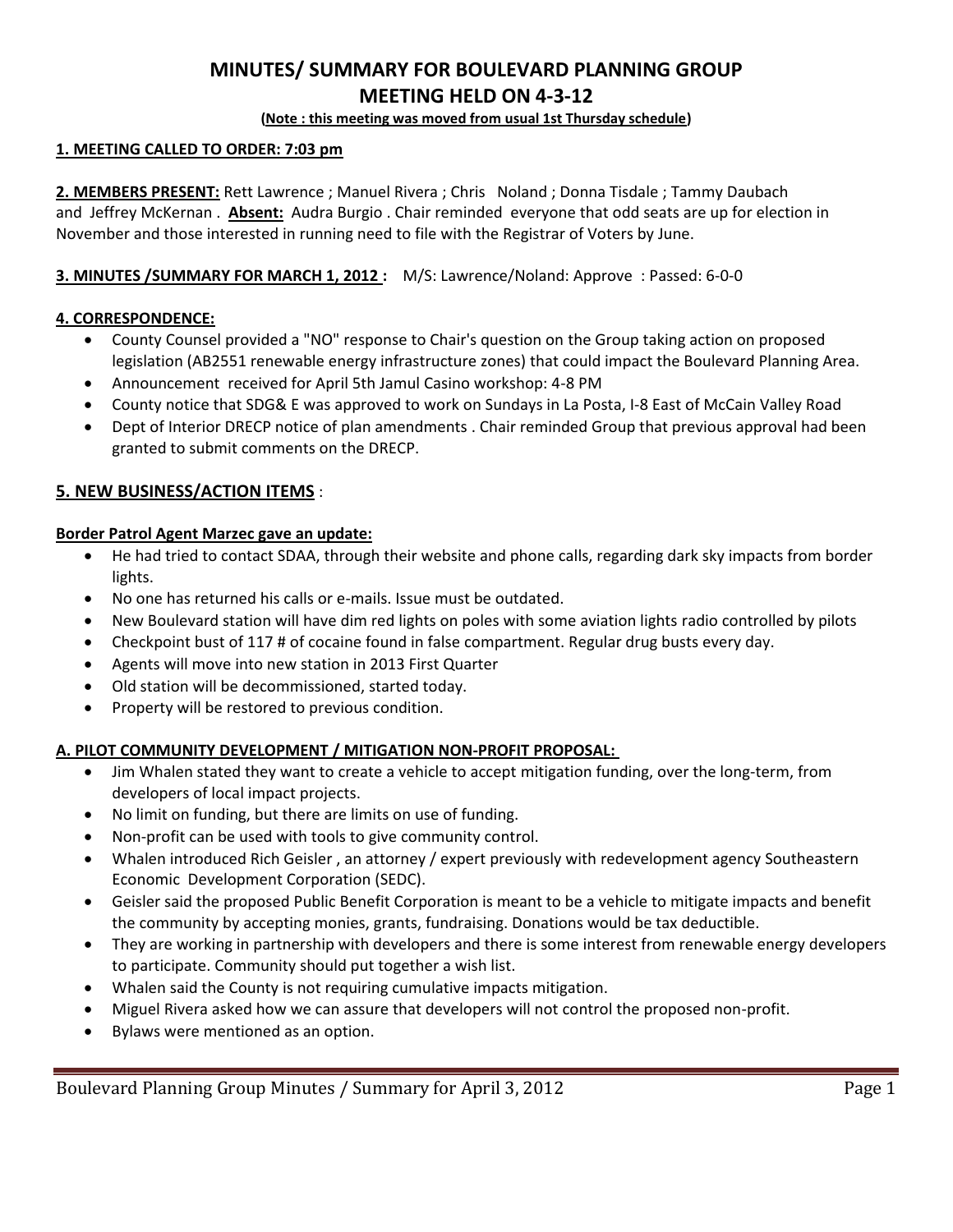# MINUTES/ SUMMARY FOR BOULEVARD PLANNING GROUP
# MEETING HELD ON 4-3-12

**(Note : this meeting was moved from usual 1st Thursday schedule)**

**1. MEETING CALLED TO ORDER: 7:03 pm**

**2. MEMBERS PRESENT:** Rett Lawrence ; Manuel Rivera ; Chris Noland ; Donna Tisdale ; Tammy Daubach and Jeffrey McKernan . **Absent:** Audra Burgio . Chair reminded everyone that odd seats are up for election in November and those interested in running need to file with the Registrar of Voters by June.

**3. MINUTES /SUMMARY FOR MARCH 1, 2012 :** M/S: Lawrence/Noland: Approve : Passed: 6-0-0

**4. CORRESPONDENCE:**

- County Counsel provided a "NO" response to Chair's question on the Group taking action on proposed legislation (AB2551 renewable energy infrastructure zones) that could impact the Boulevard Planning Area.
- Announcement received for April 5th Jamul Casino workshop: 4-8 PM
- County notice that SDG& E was approved to work on Sundays in La Posta, I-8 East of McCain Valley Road
- Dept of Interior DRECP notice of plan amendments . Chair reminded Group that previous approval had been granted to submit comments on the DRECP.

## 5. NEW BUSINESS/ACTION ITEMS :

**Border Patrol Agent Marzec gave an update:**

- He had tried to contact SDAA, through their website and phone calls, regarding dark sky impacts from border lights.
- No one has returned his calls or e-mails. Issue must be outdated.
- New Boulevard station will have dim red lights on poles with some aviation lights radio controlled by pilots
- Checkpoint bust of 117 # of cocaine found in false compartment. Regular drug busts every day.
- Agents will move into new station in 2013 First Quarter
- Old station will be decommissioned, started today.
- Property will be restored to previous condition.

**A. PILOT COMMUNITY DEVELOPMENT / MITIGATION NON-PROFIT PROPOSAL:**

- Jim Whalen stated they want to create a vehicle to accept mitigation funding, over the long-term, from developers of local impact projects.
- No limit on funding, but there are limits on use of funding.
- Non-profit can be used with tools to give community control.
- Whalen introduced Rich Geisler , an attorney / expert previously with redevelopment agency Southeastern Economic Development Corporation (SEDC).
- Geisler said the proposed Public Benefit Corporation is meant to be a vehicle to mitigate impacts and benefit the community by accepting monies, grants, fundraising. Donations would be tax deductible.
- They are working in partnership with developers and there is some interest from renewable energy developers to participate. Community should put together a wish list.
- Whalen said the County is not requiring cumulative impacts mitigation.
- Miguel Rivera asked how we can assure that developers will not control the proposed non-profit.
- Bylaws were mentioned as an option.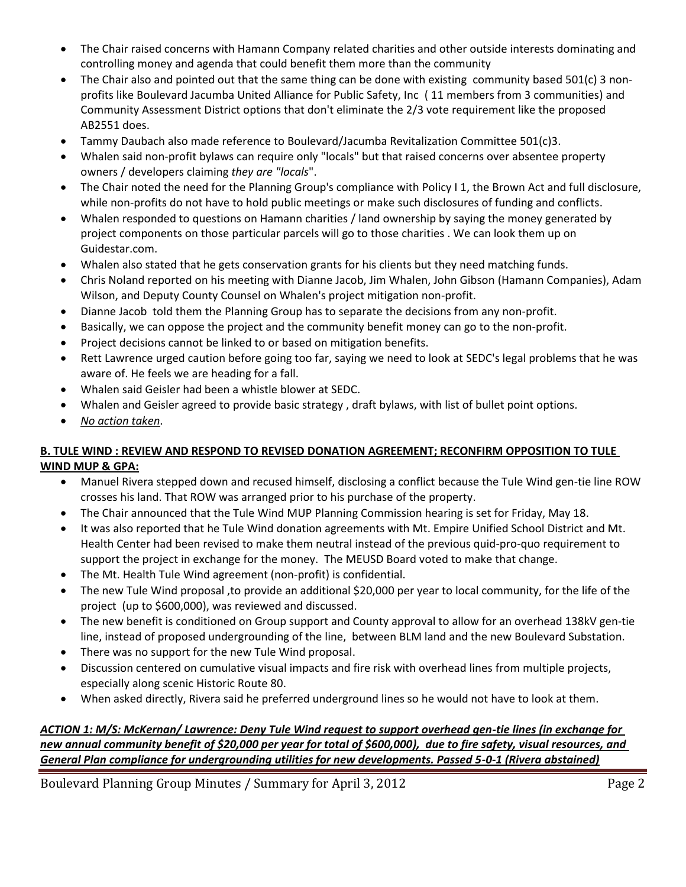- The Chair raised concerns with Hamann Company related charities and other outside interests dominating and controlling money and agenda that could benefit them more than the community
- The Chair also and pointed out that the same thing can be done with existing community based 501(c) 3 non-profits like Boulevard Jacumba United Alliance for Public Safety, Inc ( 11 members from 3 communities) and Community Assessment District options that don't eliminate the 2/3 vote requirement like the proposed AB2551 does.
- Tammy Daubach also made reference to Boulevard/Jacumba Revitalization Committee 501(c)3.
- Whalen said non-profit bylaws can require only "locals" but that raised concerns over absentee property owners / developers claiming *they are "locals*".
- The Chair noted the need for the Planning Group's compliance with Policy I 1, the Brown Act and full disclosure, while non-profits do not have to hold public meetings or make such disclosures of funding and conflicts.
- Whalen responded to questions on Hamann charities / land ownership by saying the money generated by project components on those particular parcels will go to those charities . We can look them up on Guidestar.com.
- Whalen also stated that he gets conservation grants for his clients but they need matching funds.
- Chris Noland reported on his meeting with Dianne Jacob, Jim Whalen, John Gibson (Hamann Companies), Adam Wilson, and Deputy County Counsel on Whalen's project mitigation non-profit.
- Dianne Jacob told them the Planning Group has to separate the decisions from any non-profit.
- Basically, we can oppose the project and the community benefit money can go to the non-profit.
- Project decisions cannot be linked to or based on mitigation benefits.
- Rett Lawrence urged caution before going too far, saying we need to look at SEDC's legal problems that he was aware of. He feels we are heading for a fall.
- Whalen said Geisler had been a whistle blower at SEDC.
- Whalen and Geisler agreed to provide basic strategy , draft bylaws, with list of bullet point options.
- *No action taken*.

**B. TULE WIND : REVIEW AND RESPOND TO REVISED DONATION AGREEMENT; RECONFIRM OPPOSITION TO TULE WIND MUP & GPA:**

- Manuel Rivera stepped down and recused himself, disclosing a conflict because the Tule Wind gen-tie line ROW crosses his land. That ROW was arranged prior to his purchase of the property.
- The Chair announced that the Tule Wind MUP Planning Commission hearing is set for Friday, May 18.
- It was also reported that he Tule Wind donation agreements with Mt. Empire Unified School District and Mt. Health Center had been revised to make them neutral instead of the previous quid-pro-quo requirement to support the project in exchange for the money. The MEUSD Board voted to make that change.
- The Mt. Health Tule Wind agreement (non-profit) is confidential.
- The new Tule Wind proposal ,to provide an additional $20,000 per year to local community, for the life of the project (up to $600,000), was reviewed and discussed.
- The new benefit is conditioned on Group support and County approval to allow for an overhead 138kV gen-tie line, instead of proposed undergrounding of the line, between BLM land and the new Boulevard Substation.
- There was no support for the new Tule Wind proposal.
- Discussion centered on cumulative visual impacts and fire risk with overhead lines from multiple projects, especially along scenic Historic Route 80.
- When asked directly, Rivera said he preferred underground lines so he would not have to look at them.

***ACTION 1: M/S: McKernan/ Lawrence: Deny Tule Wind request to support overhead gen-tie lines (in exchange for new annual community benefit of $20,000 per year for total of $600,000), due to fire safety, visual resources, and General Plan compliance for undergrounding utilities for new developments. Passed 5-0-1 (Rivera abstained)***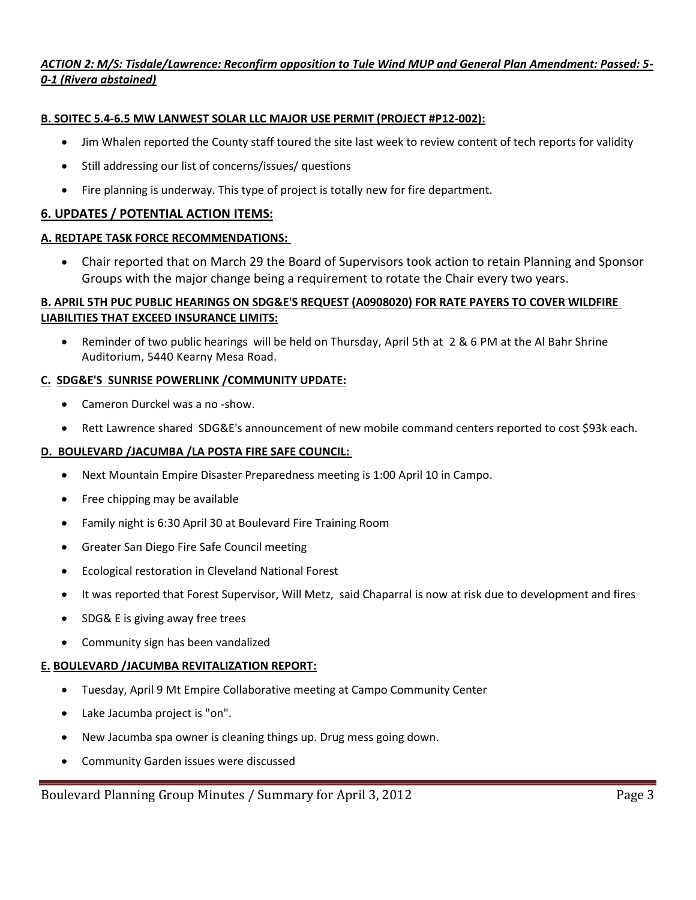***ACTION 2: M/S: Tisdale/Lawrence: Reconfirm opposition to Tule Wind MUP and General Plan Amendment: Passed: 5-0-1 (Rivera abstained)***

**B. SOITEC 5.4-6.5 MW LANWEST SOLAR LLC MAJOR USE PERMIT (PROJECT #P12-002):**

- Jim Whalen reported the County staff toured the site last week to review content of tech reports for validity
- Still addressing our list of concerns/issues/ questions
- Fire planning is underway. This type of project is totally new for fire department.

## 6. UPDATES / POTENTIAL ACTION ITEMS:

**A. REDTAPE TASK FORCE RECOMMENDATIONS:**

- Chair reported that on March 29 the Board of Supervisors took action to retain Planning and Sponsor Groups with the major change being a requirement to rotate the Chair every two years.

**B. APRIL 5TH PUC PUBLIC HEARINGS ON SDG&E'S REQUEST (A0908020) FOR RATE PAYERS TO COVER WILDFIRE LIABILITIES THAT EXCEED INSURANCE LIMITS:**

- Reminder of two public hearings will be held on Thursday, April 5th at 2 & 6 PM at the Al Bahr Shrine Auditorium, 5440 Kearny Mesa Road.

**C. SDG&E'S SUNRISE POWERLINK /COMMUNITY UPDATE:**

- Cameron Durckel was a no -show.
- Rett Lawrence shared SDG&E's announcement of new mobile command centers reported to cost $93k each.

**D. BOULEVARD /JACUMBA /LA POSTA FIRE SAFE COUNCIL:**

- Next Mountain Empire Disaster Preparedness meeting is 1:00 April 10 in Campo.
- Free chipping may be available
- Family night is 6:30 April 30 at Boulevard Fire Training Room
- Greater San Diego Fire Safe Council meeting
- Ecological restoration in Cleveland National Forest
- It was reported that Forest Supervisor, Will Metz, said Chaparral is now at risk due to development and fires
- SDG& E is giving away free trees
- Community sign has been vandalized

**E. BOULEVARD /JACUMBA REVITALIZATION REPORT:**

- Tuesday, April 9 Mt Empire Collaborative meeting at Campo Community Center
- Lake Jacumba project is "on".
- New Jacumba spa owner is cleaning things up. Drug mess going down.
- Community Garden issues were discussed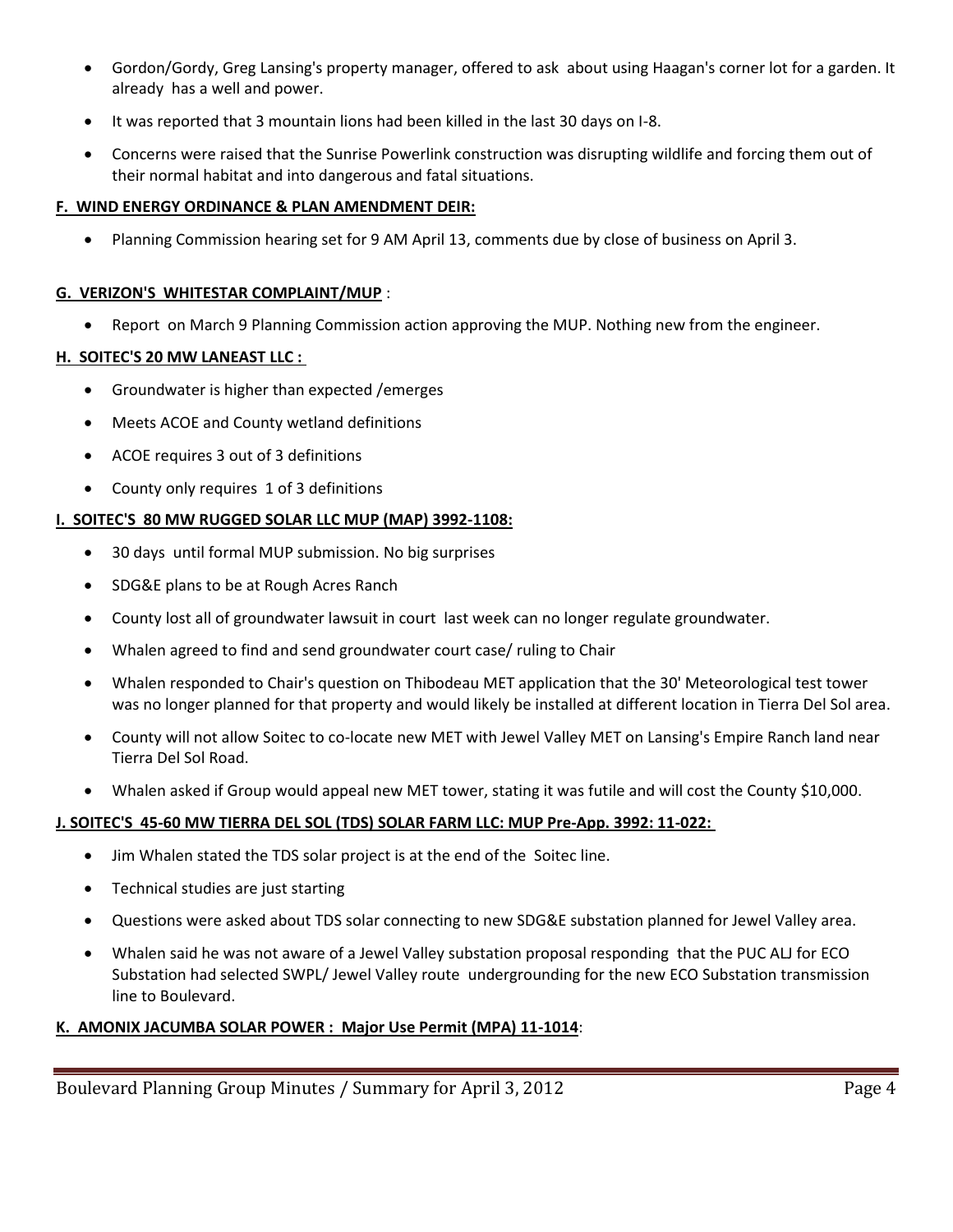- Gordon/Gordy, Greg Lansing's property manager, offered to ask about using Haagan's corner lot for a garden. It already has a well and power.
- It was reported that 3 mountain lions had been killed in the last 30 days on I-8.
- Concerns were raised that the Sunrise Powerlink construction was disrupting wildlife and forcing them out of their normal habitat and into dangerous and fatal situations.

**F. WIND ENERGY ORDINANCE & PLAN AMENDMENT DEIR:**

- Planning Commission hearing set for 9 AM April 13, comments due by close of business on April 3.

**G. VERIZON'S WHITESTAR COMPLAINT/MUP** :

- Report on March 9 Planning Commission action approving the MUP. Nothing new from the engineer.

**H. SOITEC'S 20 MW LANEAST LLC :**

- Groundwater is higher than expected /emerges
- Meets ACOE and County wetland definitions
- ACOE requires 3 out of 3 definitions
- County only requires 1 of 3 definitions

**I. SOITEC'S 80 MW RUGGED SOLAR LLC MUP (MAP) 3992-1108:**

- 30 days until formal MUP submission. No big surprises
- SDG&E plans to be at Rough Acres Ranch
- County lost all of groundwater lawsuit in court last week can no longer regulate groundwater.
- Whalen agreed to find and send groundwater court case/ ruling to Chair
- Whalen responded to Chair's question on Thibodeau MET application that the 30' Meteorological test tower was no longer planned for that property and would likely be installed at different location in Tierra Del Sol area.
- County will not allow Soitec to co-locate new MET with Jewel Valley MET on Lansing's Empire Ranch land near Tierra Del Sol Road.
- Whalen asked if Group would appeal new MET tower, stating it was futile and will cost the County $10,000.

**J. SOITEC'S 45-60 MW TIERRA DEL SOL (TDS) SOLAR FARM LLC: MUP Pre-App. 3992: 11-022:**

- Jim Whalen stated the TDS solar project is at the end of the Soitec line.
- Technical studies are just starting
- Questions were asked about TDS solar connecting to new SDG&E substation planned for Jewel Valley area.
- Whalen said he was not aware of a Jewel Valley substation proposal responding that the PUC ALJ for ECO Substation had selected SWPL/ Jewel Valley route undergrounding for the new ECO Substation transmission line to Boulevard.

**K. AMONIX JACUMBA SOLAR POWER : Major Use Permit (MPA) 11-1014**: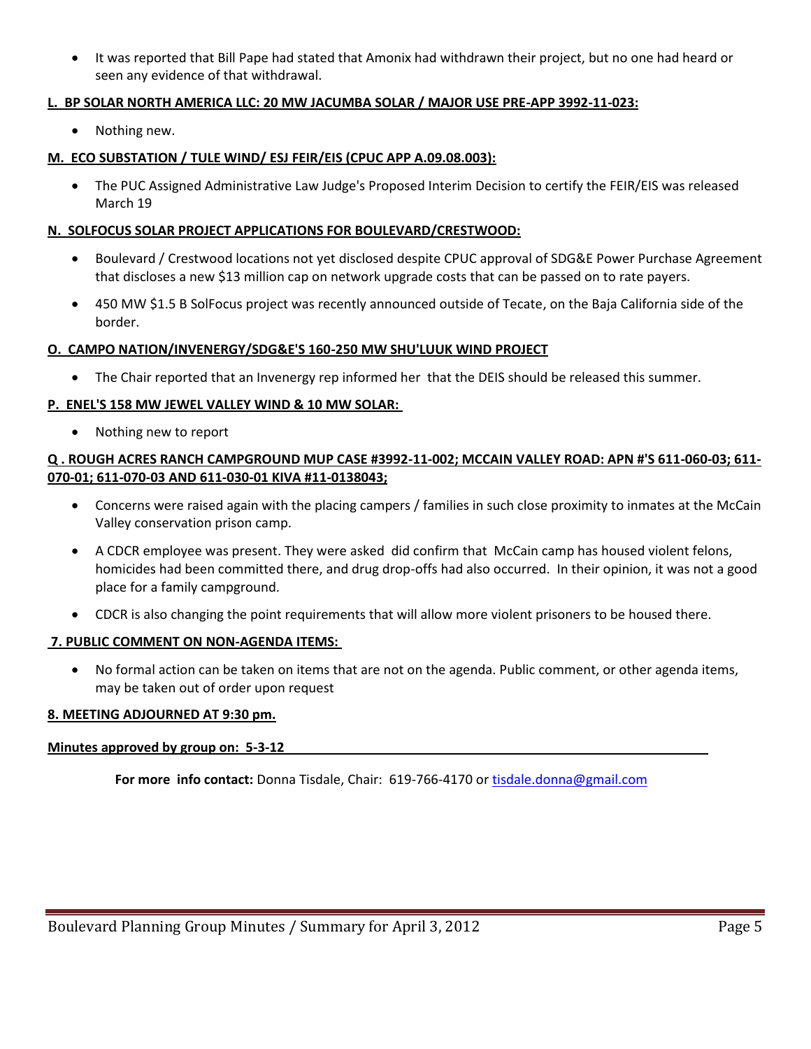- It was reported that Bill Pape had stated that Amonix had withdrawn their project, but no one had heard or seen any evidence of that withdrawal.

**L. BP SOLAR NORTH AMERICA LLC: 20 MW JACUMBA SOLAR / MAJOR USE PRE-APP 3992-11-023:**

- Nothing new.

**M. ECO SUBSTATION / TULE WIND/ ESJ FEIR/EIS (CPUC APP A.09.08.003):**

- The PUC Assigned Administrative Law Judge's Proposed Interim Decision to certify the FEIR/EIS was released March 19

**N. SOLFOCUS SOLAR PROJECT APPLICATIONS FOR BOULEVARD/CRESTWOOD:**

- Boulevard / Crestwood locations not yet disclosed despite CPUC approval of SDG&E Power Purchase Agreement that discloses a new $13 million cap on network upgrade costs that can be passed on to rate payers.
- 450 MW $1.5 B SolFocus project was recently announced outside of Tecate, on the Baja California side of the border.

**O. CAMPO NATION/INVENERGY/SDG&E'S 160-250 MW SHU'LUUK WIND PROJECT**

- The Chair reported that an Invenergy rep informed her that the DEIS should be released this summer.

**P. ENEL'S 158 MW JEWEL VALLEY WIND & 10 MW SOLAR:**

- Nothing new to report

**Q . ROUGH ACRES RANCH CAMPGROUND MUP CASE #3992-11-002; MCCAIN VALLEY ROAD: APN #'S 611-060-03; 611-070-01; 611-070-03 AND 611-030-01 KIVA #11-0138043;**

- Concerns were raised again with the placing campers / families in such close proximity to inmates at the McCain Valley conservation prison camp.
- A CDCR employee was present. They were asked did confirm that McCain camp has housed violent felons, homicides had been committed there, and drug drop-offs had also occurred. In their opinion, it was not a good place for a family campground.
- CDCR is also changing the point requirements that will allow more violent prisoners to be housed there.

**7. PUBLIC COMMENT ON NON-AGENDA ITEMS:**

- No formal action can be taken on items that are not on the agenda. Public comment, or other agenda items, may be taken out of order upon request

**8. MEETING ADJOURNED AT 9:30 pm.**

**Minutes approved by group on: 5-3-12**

**For more info contact:** Donna Tisdale, Chair: 619-766-4170 or tisdale.donna@gmail.com